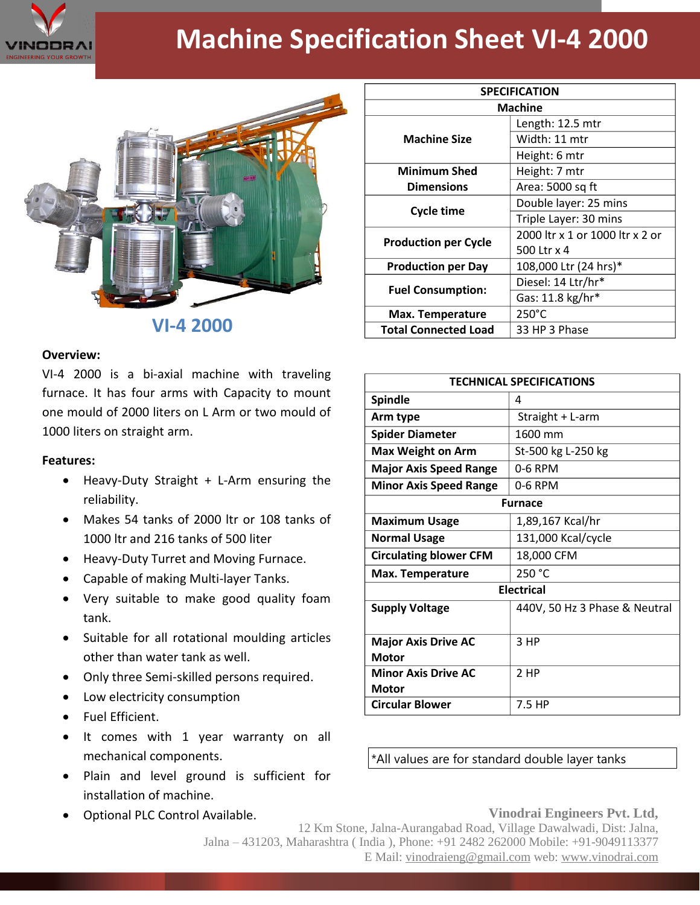# Machine Specification Sheet VI-4 2000

VINODRAI
ENGINEERING YOUR GROWTH

VI-4 2000

| SPECIFICATION | |
|---|---|
| **Machine** | |
| **Machine Size** | Length: 12.5 mtr |
| | Width: 11 mtr |
| | Height: 6 mtr |
| **Minimum Shed Dimensions** | Height: 7 mtr |
| | Area: 5000 sq ft |
| **Cycle time** | Double layer: 25 mins |
| | Triple Layer: 30 mins |
| **Production per Cycle** | 2000 ltr x 1 or 1000 ltr x 2 or 500 Ltr x 4 |
| **Production per Day** | 108,000 Ltr (24 hrs)* |
| **Fuel Consumption:** | Diesel: 14 Ltr/hr* |
| | Gas: 11.8 kg/hr* |
| **Max. Temperature** | 250°C |
| **Total Connected Load** | 33 HP 3 Phase |

**Overview:**

VI-4 2000 is a bi-axial machine with traveling furnace. It has four arms with Capacity to mount one mould of 2000 liters on L Arm or two mould of 1000 liters on straight arm.

**Features:**

- Heavy-Duty Straight + L-Arm ensuring the reliability.
- Makes 54 tanks of 2000 ltr or 108 tanks of 1000 ltr and 216 tanks of 500 liter
- Heavy-Duty Turret and Moving Furnace.
- Capable of making Multi-layer Tanks.
- Very suitable to make good quality foam tank.
- Suitable for all rotational moulding articles other than water tank as well.
- Only three Semi-skilled persons required.
- Low electricity consumption
- Fuel Efficient.
- It comes with 1 year warranty on all mechanical components.
- Plain and level ground is sufficient for installation of machine.
- Optional PLC Control Available.

| TECHNICAL SPECIFICATIONS | |
|---|---|
| **Spindle** | 4 |
| **Arm type** | Straight + L-arm |
| **Spider Diameter** | 1600 mm |
| **Max Weight on Arm** | St-500 kg L-250 kg |
| **Major Axis Speed Range** | 0-6 RPM |
| **Minor Axis Speed Range** | 0-6 RPM |
| **Furnace** | |
| **Maximum Usage** | 1,89,167 Kcal/hr |
| **Normal Usage** | 131,000 Kcal/cycle |
| **Circulating blower CFM** | 18,000 CFM |
| **Max. Temperature** | 250 °C |
| **Electrical** | |
| **Supply Voltage** | 440V, 50 Hz 3 Phase & Neutral |
| **Major Axis Drive AC Motor** | 3 HP |
| **Minor Axis Drive AC Motor** | 2 HP |
| **Circular Blower** | 7.5 HP |

*All values are for standard double layer tanks

**Vinodrai Engineers Pvt. Ltd,**
12 Km Stone, Jalna-Aurangabad Road, Village Dawalwadi, Dist: Jalna,
Jalna – 431203, Maharashtra ( India ), Phone: +91 2482 262000 Mobile: +91-9049113377
E Mail: vinodraieng@gmail.com web: www.vinodrai.com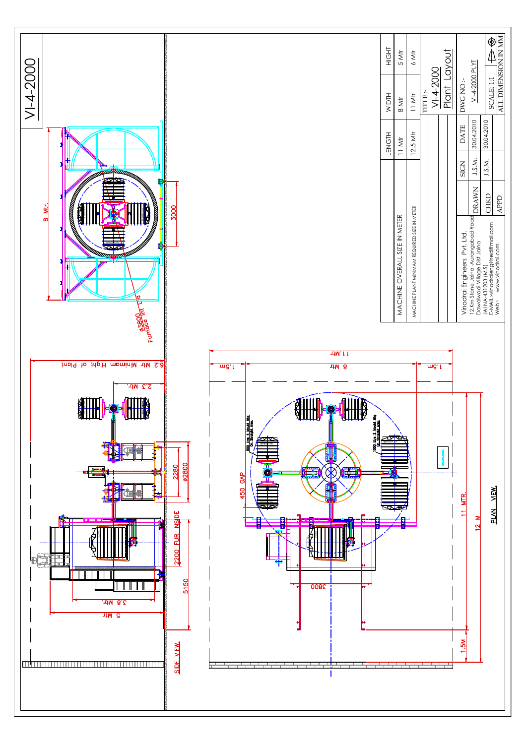# VI-4-2000

| | LENGTH | WIDTH | HIGHT |
|---|---|---|---|
| MACHINE OVERALL SIZE IN METER | 11 Mtr | 8 Mtr | 5 Mtr |
| MACHINE PLANT MINIMAM REQUIRED SIZE IN METER | 12.5 Mtr | 11 Mtr | 6 Mtr |

TITLE:-
VI-4-2000
Plant Layout

Vinodrai Engineers Pvt. Ltd.
12 Km Stone Jalna -Aurangabad Road
Dawalwadi Village Dist Jalna
JALNA-431203 (M.S)
E-MAIL:-vinodraieng@rediffmail.com
Web:- www.vinodrai.com

| | SIGN | DATE |
|---|---|---|
| DRAWN | J.S.M. | 30.04.2010 |
| CHKD | J.S.M. | 30.04.2010 |
| APPD | | |

DWG NO:- VI-4-2000 PLYT

SCALE: 1:1

ALL DIMENSION IN MM

8 Mtr.
3000
ø3800 Int of Furnace

6.2 Mtr Minimam Hight of Plant
2.3 Mtr.
2280
ø2800
2200 FUR INSIDE
5150
3.8 Mtr.
5 Mtr
SIDE VIEW.

11.Mtr
1.5m
8 Mtr
1.5m
500 Ltrs 4 Mould Mtg On Straight Arm.
1000 Ltrs 2 Mould Mtg On Straight Arm.
450 GAP
3800
11 MTR.
12 M
1.5M
PLAN VIEW.